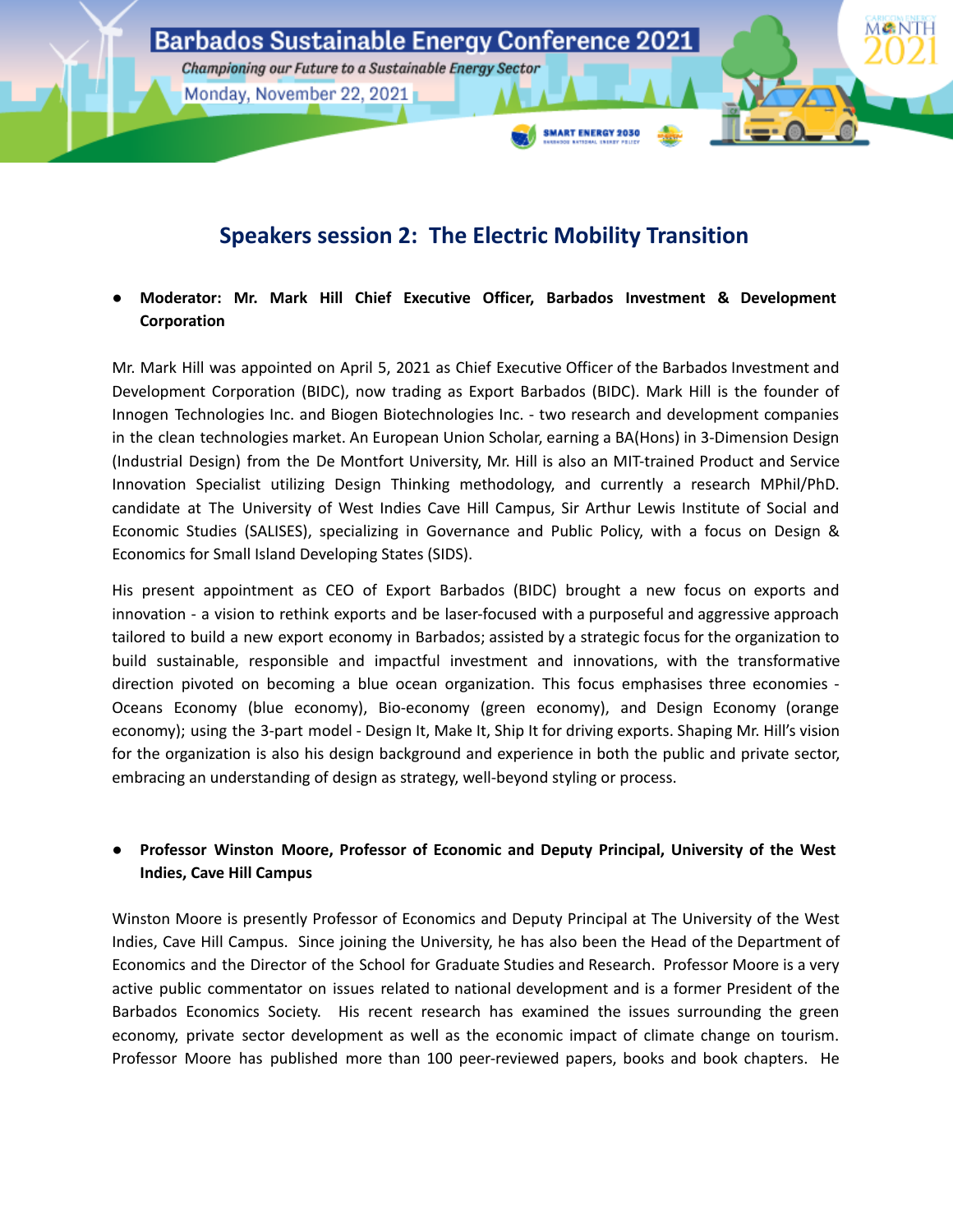# Barbados Sustainable Energy Conference 2021

*Championing our Future to a Sustainable Energy Sector*

Monday, November 22, 2021

## Speakers session 2: The Electric Mobility Transition

- **Moderator: Mr. Mark Hill Chief Executive Officer, Barbados Investment & Development Corporation**

Mr. Mark Hill was appointed on April 5, 2021 as Chief Executive Officer of the Barbados Investment and Development Corporation (BIDC), now trading as Export Barbados (BIDC). Mark Hill is the founder of Innogen Technologies Inc. and Biogen Biotechnologies Inc. - two research and development companies in the clean technologies market. An European Union Scholar, earning a BA(Hons) in 3-Dimension Design (Industrial Design) from the De Montfort University, Mr. Hill is also an MIT-trained Product and Service Innovation Specialist utilizing Design Thinking methodology, and currently a research MPhil/PhD. candidate at The University of West Indies Cave Hill Campus, Sir Arthur Lewis Institute of Social and Economic Studies (SALISES), specializing in Governance and Public Policy, with a focus on Design & Economics for Small Island Developing States (SIDS).

His present appointment as CEO of Export Barbados (BIDC) brought a new focus on exports and innovation - a vision to rethink exports and be laser-focused with a purposeful and aggressive approach tailored to build a new export economy in Barbados; assisted by a strategic focus for the organization to build sustainable, responsible and impactful investment and innovations, with the transformative direction pivoted on becoming a blue ocean organization. This focus emphasises three economies - Oceans Economy (blue economy), Bio-economy (green economy), and Design Economy (orange economy); using the 3-part model - Design It, Make It, Ship It for driving exports. Shaping Mr. Hill's vision for the organization is also his design background and experience in both the public and private sector, embracing an understanding of design as strategy, well-beyond styling or process.

- **Professor Winston Moore, Professor of Economic and Deputy Principal, University of the West Indies, Cave Hill Campus**

Winston Moore is presently Professor of Economics and Deputy Principal at The University of the West Indies, Cave Hill Campus. Since joining the University, he has also been the Head of the Department of Economics and the Director of the School for Graduate Studies and Research. Professor Moore is a very active public commentator on issues related to national development and is a former President of the Barbados Economics Society. His recent research has examined the issues surrounding the green economy, private sector development as well as the economic impact of climate change on tourism. Professor Moore has published more than 100 peer-reviewed papers, books and book chapters. He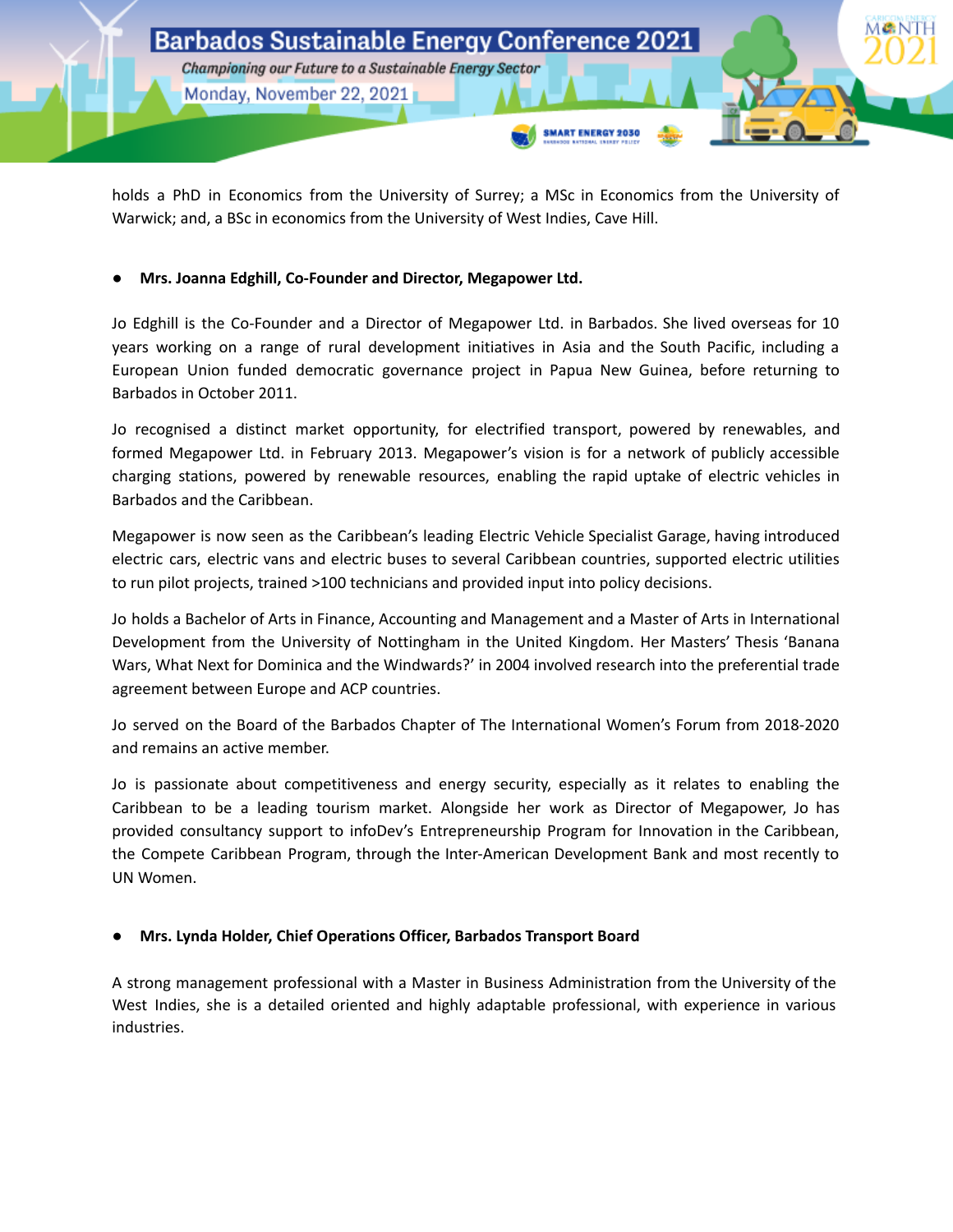holds a PhD in Economics from the University of Surrey; a MSc in Economics from the University of Warwick; and, a BSc in economics from the University of West Indies, Cave Hill.

- **Mrs. Joanna Edghill, Co-Founder and Director, Megapower Ltd.**

Jo Edghill is the Co-Founder and a Director of Megapower Ltd. in Barbados. She lived overseas for 10 years working on a range of rural development initiatives in Asia and the South Pacific, including a European Union funded democratic governance project in Papua New Guinea, before returning to Barbados in October 2011.

Jo recognised a distinct market opportunity, for electrified transport, powered by renewables, and formed Megapower Ltd. in February 2013. Megapower's vision is for a network of publicly accessible charging stations, powered by renewable resources, enabling the rapid uptake of electric vehicles in Barbados and the Caribbean.

Megapower is now seen as the Caribbean's leading Electric Vehicle Specialist Garage, having introduced electric cars, electric vans and electric buses to several Caribbean countries, supported electric utilities to run pilot projects, trained >100 technicians and provided input into policy decisions.

Jo holds a Bachelor of Arts in Finance, Accounting and Management and a Master of Arts in International Development from the University of Nottingham in the United Kingdom. Her Masters' Thesis 'Banana Wars, What Next for Dominica and the Windwards?' in 2004 involved research into the preferential trade agreement between Europe and ACP countries.

Jo served on the Board of the Barbados Chapter of The International Women's Forum from 2018-2020 and remains an active member.

Jo is passionate about competitiveness and energy security, especially as it relates to enabling the Caribbean to be a leading tourism market. Alongside her work as Director of Megapower, Jo has provided consultancy support to infoDev's Entrepreneurship Program for Innovation in the Caribbean, the Compete Caribbean Program, through the Inter-American Development Bank and most recently to UN Women.

- **Mrs. Lynda Holder, Chief Operations Officer, Barbados Transport Board**

A strong management professional with a Master in Business Administration from the University of the West Indies, she is a detailed oriented and highly adaptable professional, with experience in various industries.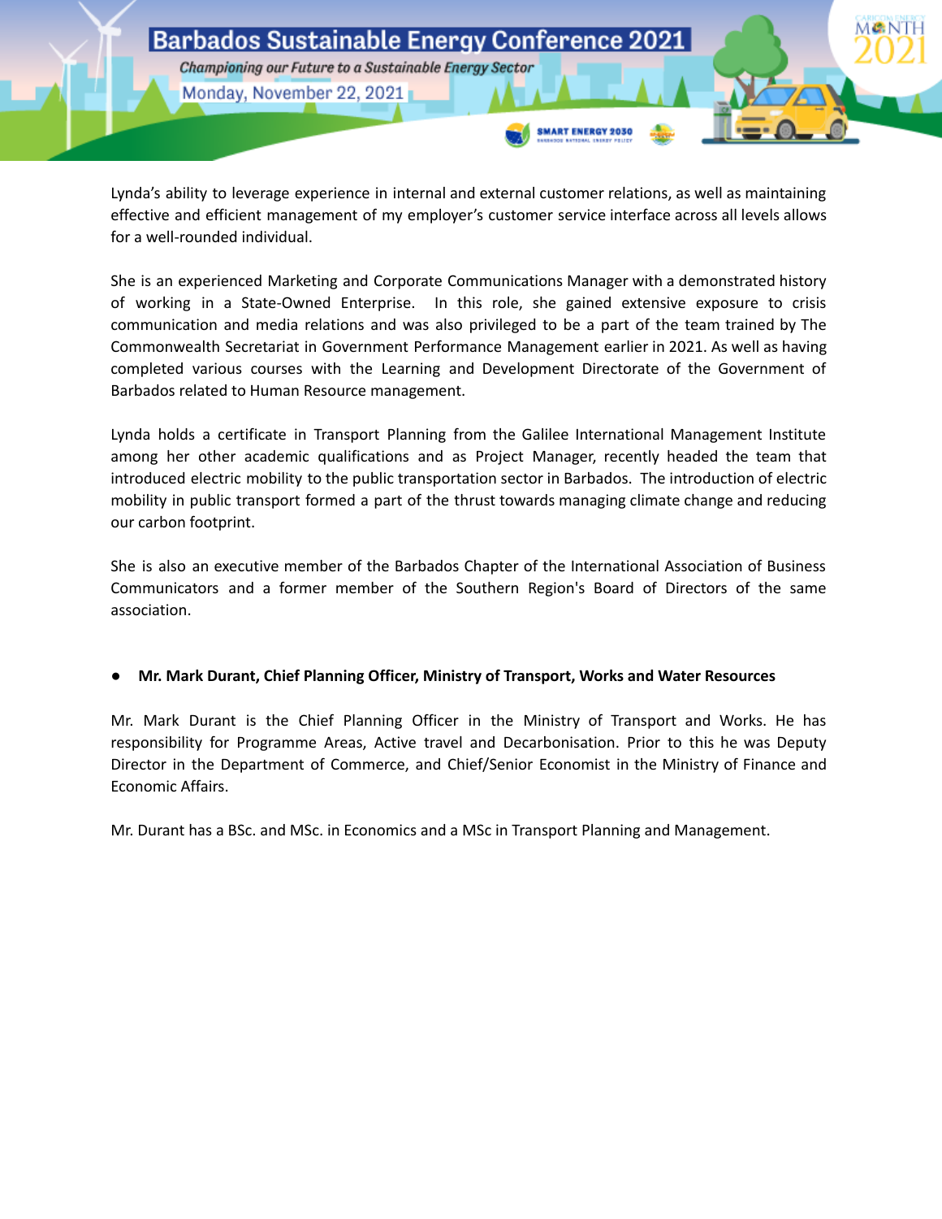Lynda's ability to leverage experience in internal and external customer relations, as well as maintaining effective and efficient management of my employer's customer service interface across all levels allows for a well-rounded individual.

She is an experienced Marketing and Corporate Communications Manager with a demonstrated history of working in a State-Owned Enterprise. In this role, she gained extensive exposure to crisis communication and media relations and was also privileged to be a part of the team trained by The Commonwealth Secretariat in Government Performance Management earlier in 2021. As well as having completed various courses with the Learning and Development Directorate of the Government of Barbados related to Human Resource management.

Lynda holds a certificate in Transport Planning from the Galilee International Management Institute among her other academic qualifications and as Project Manager, recently headed the team that introduced electric mobility to the public transportation sector in Barbados. The introduction of electric mobility in public transport formed a part of the thrust towards managing climate change and reducing our carbon footprint.

She is also an executive member of the Barbados Chapter of the International Association of Business Communicators and a former member of the Southern Region's Board of Directors of the same association.

- **Mr. Mark Durant, Chief Planning Officer, Ministry of Transport, Works and Water Resources**

Mr. Mark Durant is the Chief Planning Officer in the Ministry of Transport and Works. He has responsibility for Programme Areas, Active travel and Decarbonisation. Prior to this he was Deputy Director in the Department of Commerce, and Chief/Senior Economist in the Ministry of Finance and Economic Affairs.

Mr. Durant has a BSc. and MSc. in Economics and a MSc in Transport Planning and Management.